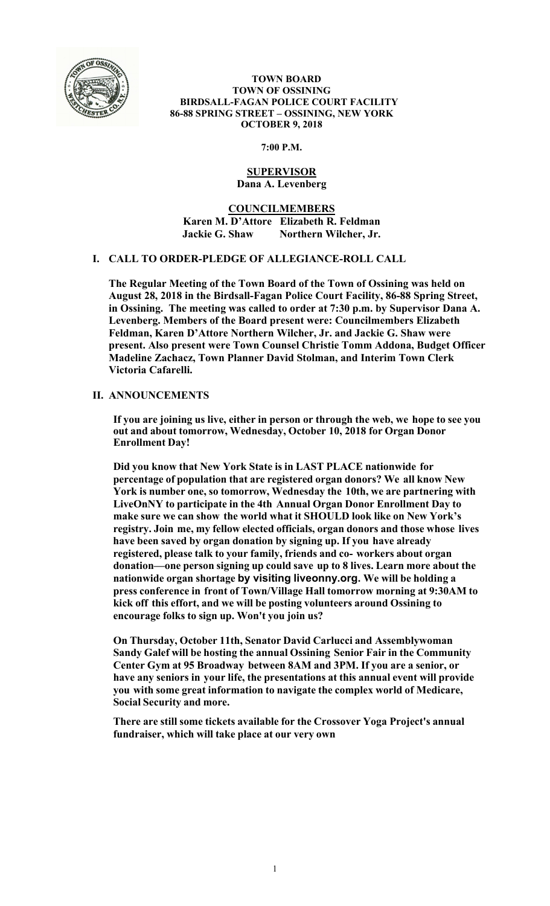**TOWN BOARD**
**TOWN OF OSSINING**
**BIRDSALL-FAGAN POLICE COURT FACILITY**
**86-88 SPRING STREET – OSSINING, NEW YORK**
**OCTOBER 9, 2018**

**7:00 P.M.**

**SUPERVISOR**
**Dana A. Levenberg**

**COUNCILMEMBERS**
**Karen M. D'Attore Elizabeth R. Feldman**
**Jackie G. Shaw Northern Wilcher, Jr.**

## I. CALL TO ORDER-PLEDGE OF ALLEGIANCE-ROLL CALL

**The Regular Meeting of the Town Board of the Town of Ossining was held on August 28, 2018 in the Birdsall-Fagan Police Court Facility, 86-88 Spring Street, in Ossining. The meeting was called to order at 7:30 p.m. by Supervisor Dana A. Levenberg. Members of the Board present were: Councilmembers Elizabeth Feldman, Karen D'Attore Northern Wilcher, Jr. and Jackie G. Shaw were present. Also present were Town Counsel Christie Tomm Addona, Budget Officer Madeline Zachacz, Town Planner David Stolman, and Interim Town Clerk Victoria Cafarelli.**

## II. ANNOUNCEMENTS

**If you are joining us live, either in person or through the web, we hope to see you out and about tomorrow, Wednesday, October 10, 2018 for Organ Donor Enrollment Day!**

**Did you know that New York State is in LAST PLACE nationwide for percentage of population that are registered organ donors? We all know New York is number one, so tomorrow, Wednesday the 10th, we are partnering with LiveOnNY to participate in the 4th Annual Organ Donor Enrollment Day to make sure we can show the world what it SHOULD look like on New York's registry. Join me, my fellow elected officials, organ donors and those whose lives have been saved by organ donation by signing up. If you have already registered, please talk to your family, friends and co- workers about organ donation—one person signing up could save up to 8 lives. Learn more about the nationwide organ shortage by visiting liveonny.org. We will be holding a press conference in front of Town/Village Hall tomorrow morning at 9:30AM to kick off this effort, and we will be posting volunteers around Ossining to encourage folks to sign up. Won't you join us?**

**On Thursday, October 11th, Senator David Carlucci and Assemblywoman Sandy Galef will be hosting the annual Ossining Senior Fair in the Community Center Gym at 95 Broadway between 8AM and 3PM. If you are a senior, or have any seniors in your life, the presentations at this annual event will provide you with some great information to navigate the complex world of Medicare, Social Security and more.**

**There are still some tickets available for the Crossover Yoga Project's annual fundraiser, which will take place at our very own**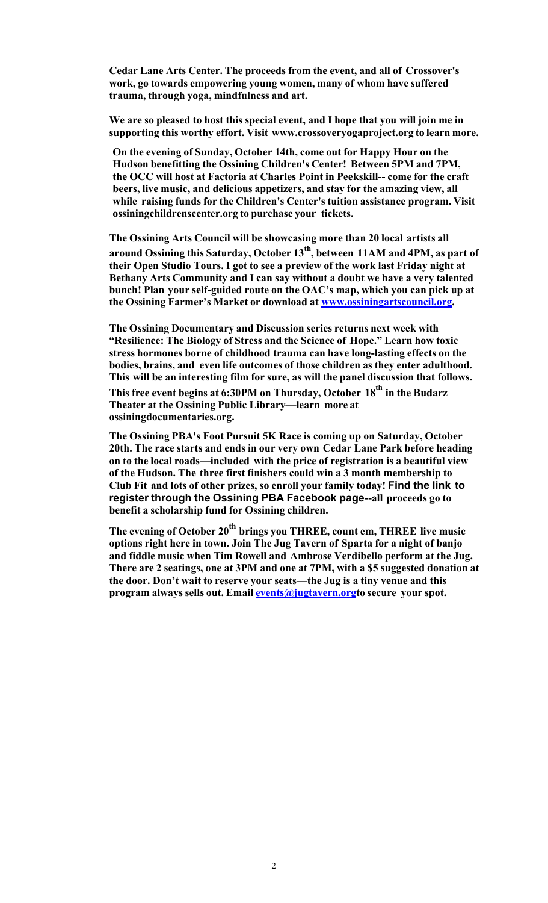**Cedar Lane Arts Center. The proceeds from the event, and all of Crossover's work, go towards empowering young women, many of whom have suffered trauma, through yoga, mindfulness and art.**

**We are so pleased to host this special event, and I hope that you will join me in supporting this worthy effort. Visit www.crossoveryogaproject.org to learn more.**

**On the evening of Sunday, October 14th, come out for Happy Hour on the Hudson benefitting the Ossining Children's Center! Between 5PM and 7PM, the OCC will host at Factoria at Charles Point in Peekskill-- come for the craft beers, live music, and delicious appetizers, and stay for the amazing view, all while raising funds for the Children's Center's tuition assistance program. Visit ossiningchildrenscenter.org to purchase your tickets.**

**The Ossining Arts Council will be showcasing more than 20 local artists all around Ossining this Saturday, October 13th, between 11AM and 4PM, as part of their Open Studio Tours. I got to see a preview of the work last Friday night at Bethany Arts Community and I can say without a doubt we have a very talented bunch! Plan your self-guided route on the OAC's map, which you can pick up at the Ossining Farmer's Market or download at [www.ossiningartscouncil.org](www.ossiningartscouncil.org).**

**The Ossining Documentary and Discussion series returns next week with "Resilience: The Biology of Stress and the Science of Hope." Learn how toxic stress hormones borne of childhood trauma can have long-lasting effects on the bodies, brains, and even life outcomes of those children as they enter adulthood. This will be an interesting film for sure, as will the panel discussion that follows. This free event begins at 6:30PM on Thursday, October 18th in the Budarz Theater at the Ossining Public Library—learn more at ossiningdocumentaries.org.**

**The Ossining PBA's Foot Pursuit 5K Race is coming up on Saturday, October 20th. The race starts and ends in our very own Cedar Lane Park before heading on to the local roads—included with the price of registration is a beautiful view of the Hudson. The three first finishers could win a 3 month membership to Club Fit and lots of other prizes, so enroll your family today! Find the link to register through the Ossining PBA Facebook page--all proceeds go to benefit a scholarship fund for Ossining children.**

**The evening of October 20th brings you THREE, count em, THREE live music options right here in town. Join The Jug Tavern of Sparta for a night of banjo and fiddle music when Tim Rowell and Ambrose Verdibello perform at the Jug. There are 2 seatings, one at 3PM and one at 7PM, with a $5 suggested donation at the door. Don't wait to reserve your seats—the Jug is a tiny venue and this program always sells out. Email [events@jugtavern.org](mailto:events@jugtavern.org)to secure your spot.**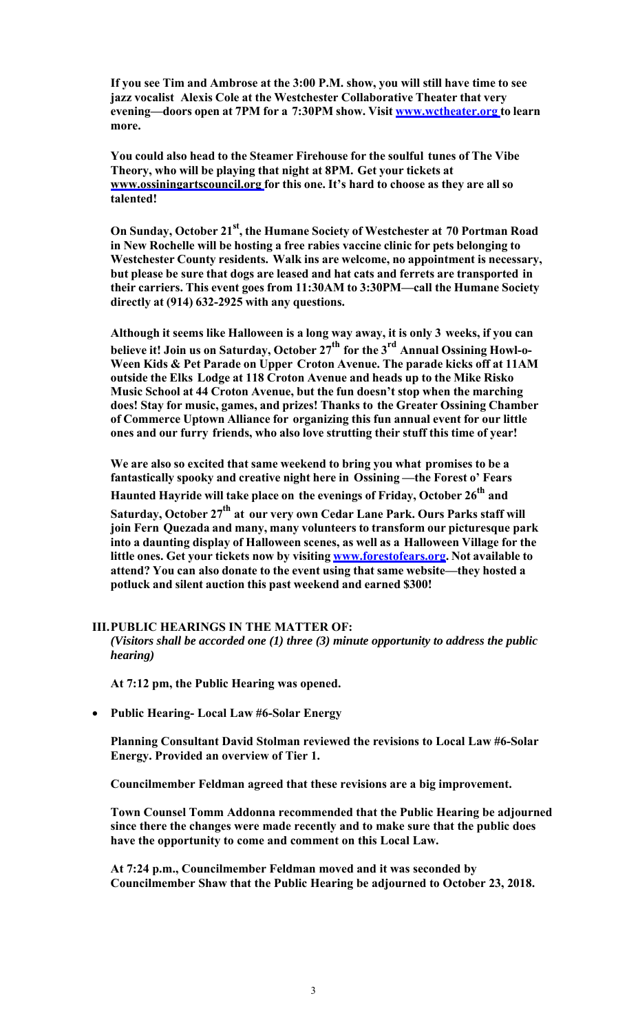**If you see Tim and Ambrose at the 3:00 P.M. show, you will still have time to see jazz vocalist Alexis Cole at the Westchester Collaborative Theater that very evening—doors open at 7PM for a 7:30PM show. Visit www.wctheater.org to learn more.**

**You could also head to the Steamer Firehouse for the soulful tunes of The Vibe Theory, who will be playing that night at 8PM. Get your tickets at www.ossiningartscouncil.org for this one. It's hard to choose as they are all so talented!**

**On Sunday, October 21st, the Humane Society of Westchester at 70 Portman Road in New Rochelle will be hosting a free rabies vaccine clinic for pets belonging to Westchester County residents. Walk ins are welcome, no appointment is necessary, but please be sure that dogs are leased and hat cats and ferrets are transported in their carriers. This event goes from 11:30AM to 3:30PM—call the Humane Society directly at (914) 632-2925 with any questions.**

**Although it seems like Halloween is a long way away, it is only 3 weeks, if you can believe it! Join us on Saturday, October 27th for the 3rd Annual Ossining Howl-o-Ween Kids & Pet Parade on Upper Croton Avenue. The parade kicks off at 11AM outside the Elks Lodge at 118 Croton Avenue and heads up to the Mike Risko Music School at 44 Croton Avenue, but the fun doesn't stop when the marching does! Stay for music, games, and prizes! Thanks to the Greater Ossining Chamber of Commerce Uptown Alliance for organizing this fun annual event for our little ones and our furry friends, who also love strutting their stuff this time of year!**

**We are also so excited that same weekend to bring you what promises to be a fantastically spooky and creative night here in Ossining —the Forest o' Fears Haunted Hayride will take place on the evenings of Friday, October 26th and Saturday, October 27th at our very own Cedar Lane Park. Ours Parks staff will join Fern Quezada and many, many volunteers to transform our picturesque park into a daunting display of Halloween scenes, as well as a Halloween Village for the little ones. Get your tickets now by visiting www.forestofears.org. Not available to attend? You can also donate to the event using that same website—they hosted a potluck and silent auction this past weekend and earned $300!**

## III. PUBLIC HEARINGS IN THE MATTER OF:

***(Visitors shall be accorded one (1) three (3) minute opportunity to address the public hearing)***

**At 7:12 pm, the Public Hearing was opened.**

- **Public Hearing- Local Law #6-Solar Energy**

**Planning Consultant David Stolman reviewed the revisions to Local Law #6-Solar Energy. Provided an overview of Tier 1.**

**Councilmember Feldman agreed that these revisions are a big improvement.**

**Town Counsel Tomm Addonna recommended that the Public Hearing be adjourned since there the changes were made recently and to make sure that the public does have the opportunity to come and comment on this Local Law.**

**At 7:24 p.m., Councilmember Feldman moved and it was seconded by Councilmember Shaw that the Public Hearing be adjourned to October 23, 2018.**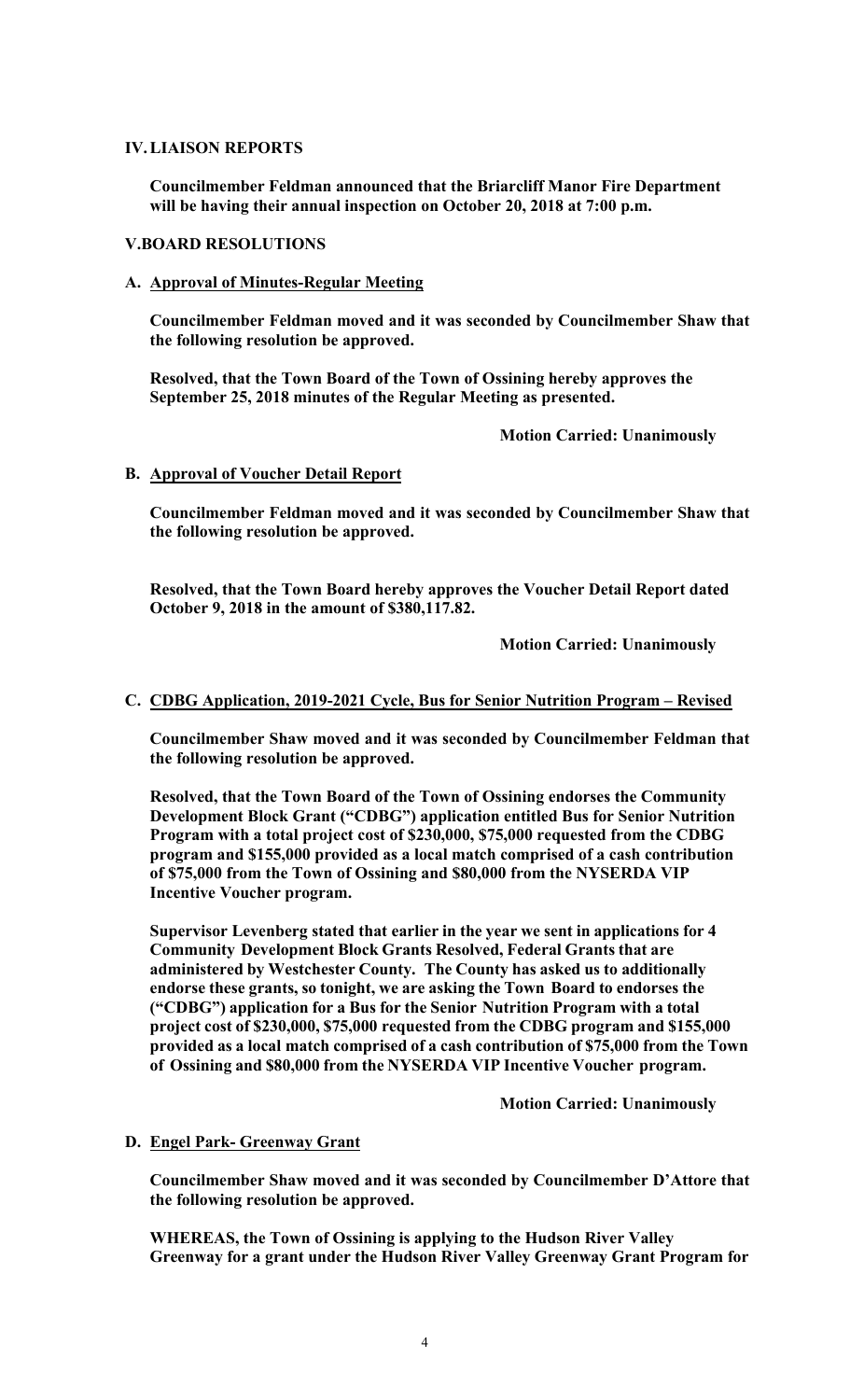## IV. LIAISON REPORTS

**Councilmember Feldman announced that the Briarcliff Manor Fire Department will be having their annual inspection on October 20, 2018 at 7:00 p.m.**

## V. BOARD RESOLUTIONS

### A. Approval of Minutes-Regular Meeting

**Councilmember Feldman moved and it was seconded by Councilmember Shaw that the following resolution be approved.**

**Resolved, that the Town Board of the Town of Ossining hereby approves the September 25, 2018 minutes of the Regular Meeting as presented.**

**Motion Carried: Unanimously**

### B. Approval of Voucher Detail Report

**Councilmember Feldman moved and it was seconded by Councilmember Shaw that the following resolution be approved.**

**Resolved, that the Town Board hereby approves the Voucher Detail Report dated October 9, 2018 in the amount of $380,117.82.**

**Motion Carried: Unanimously**

### C. CDBG Application, 2019-2021 Cycle, Bus for Senior Nutrition Program – Revised

**Councilmember Shaw moved and it was seconded by Councilmember Feldman that the following resolution be approved.**

**Resolved, that the Town Board of the Town of Ossining endorses the Community Development Block Grant ("CDBG") application entitled Bus for Senior Nutrition Program with a total project cost of $230,000, $75,000 requested from the CDBG program and $155,000 provided as a local match comprised of a cash contribution of $75,000 from the Town of Ossining and $80,000 from the NYSERDA VIP Incentive Voucher program.**

**Supervisor Levenberg stated that earlier in the year we sent in applications for 4 Community Development Block Grants Resolved, Federal Grants that are administered by Westchester County. The County has asked us to additionally endorse these grants, so tonight, we are asking the Town Board to endorses the ("CDBG") application for a Bus for the Senior Nutrition Program with a total project cost of $230,000, $75,000 requested from the CDBG program and $155,000 provided as a local match comprised of a cash contribution of $75,000 from the Town of Ossining and $80,000 from the NYSERDA VIP Incentive Voucher program.**

**Motion Carried: Unanimously**

### D. Engel Park- Greenway Grant

**Councilmember Shaw moved and it was seconded by Councilmember D'Attore that the following resolution be approved.**

**WHEREAS, the Town of Ossining is applying to the Hudson River Valley Greenway for a grant under the Hudson River Valley Greenway Grant Program for**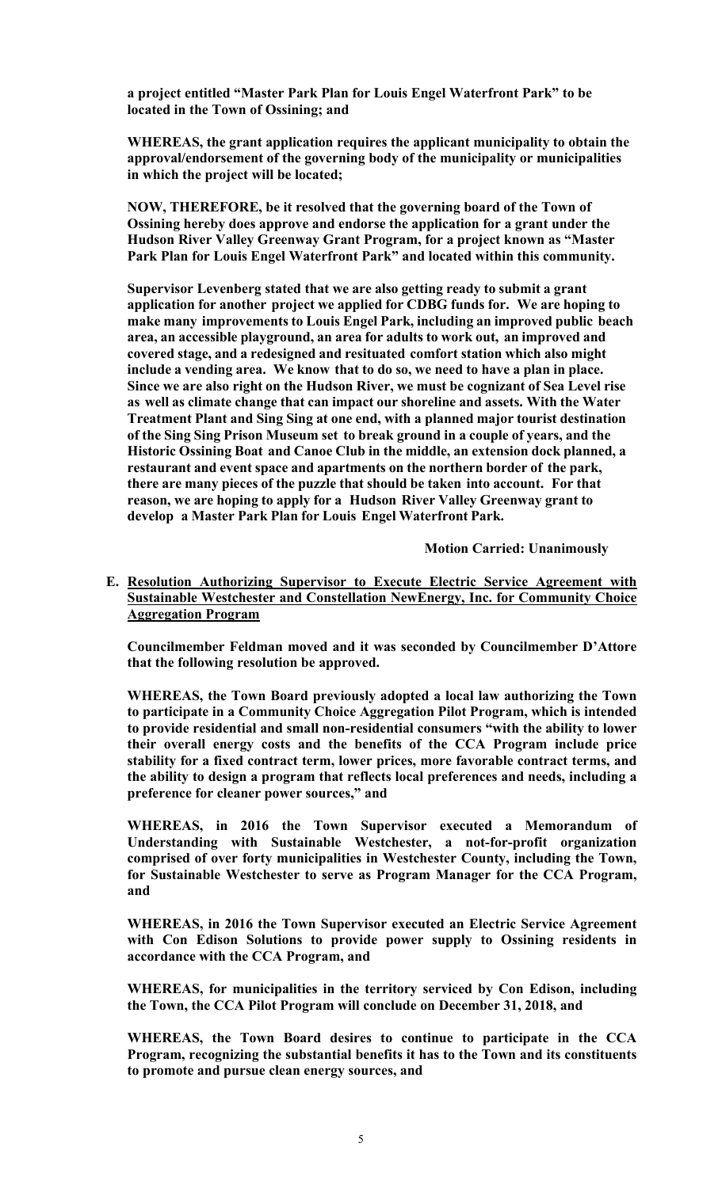**a project entitled "Master Park Plan for Louis Engel Waterfront Park" to be located in the Town of Ossining; and**

**WHEREAS, the grant application requires the applicant municipality to obtain the approval/endorsement of the governing body of the municipality or municipalities in which the project will be located;**

**NOW, THEREFORE, be it resolved that the governing board of the Town of Ossining hereby does approve and endorse the application for a grant under the Hudson River Valley Greenway Grant Program, for a project known as "Master Park Plan for Louis Engel Waterfront Park" and located within this community.**

**Supervisor Levenberg stated that we are also getting ready to submit a grant application for another project we applied for CDBG funds for. We are hoping to make many improvements to Louis Engel Park, including an improved public beach area, an accessible playground, an area for adults to work out, an improved and covered stage, and a redesigned and resituated comfort station which also might include a vending area. We know that to do so, we need to have a plan in place. Since we are also right on the Hudson River, we must be cognizant of Sea Level rise as well as climate change that can impact our shoreline and assets. With the Water Treatment Plant and Sing Sing at one end, with a planned major tourist destination of the Sing Sing Prison Museum set to break ground in a couple of years, and the Historic Ossining Boat and Canoe Club in the middle, an extension dock planned, a restaurant and event space and apartments on the northern border of the park, there are many pieces of the puzzle that should be taken into account. For that reason, we are hoping to apply for a Hudson River Valley Greenway grant to develop a Master Park Plan for Louis Engel Waterfront Park.**

**Motion Carried: Unanimously**

**E. Resolution Authorizing Supervisor to Execute Electric Service Agreement with Sustainable Westchester and Constellation NewEnergy, Inc. for Community Choice Aggregation Program**

**Councilmember Feldman moved and it was seconded by Councilmember D'Attore that the following resolution be approved.**

**WHEREAS, the Town Board previously adopted a local law authorizing the Town to participate in a Community Choice Aggregation Pilot Program, which is intended to provide residential and small non-residential consumers "with the ability to lower their overall energy costs and the benefits of the CCA Program include price stability for a fixed contract term, lower prices, more favorable contract terms, and the ability to design a program that reflects local preferences and needs, including a preference for cleaner power sources," and**

**WHEREAS, in 2016 the Town Supervisor executed a Memorandum of Understanding with Sustainable Westchester, a not-for-profit organization comprised of over forty municipalities in Westchester County, including the Town, for Sustainable Westchester to serve as Program Manager for the CCA Program, and**

**WHEREAS, in 2016 the Town Supervisor executed an Electric Service Agreement with Con Edison Solutions to provide power supply to Ossining residents in accordance with the CCA Program, and**

**WHEREAS, for municipalities in the territory serviced by Con Edison, including the Town, the CCA Pilot Program will conclude on December 31, 2018, and**

**WHEREAS, the Town Board desires to continue to participate in the CCA Program, recognizing the substantial benefits it has to the Town and its constituents to promote and pursue clean energy sources, and**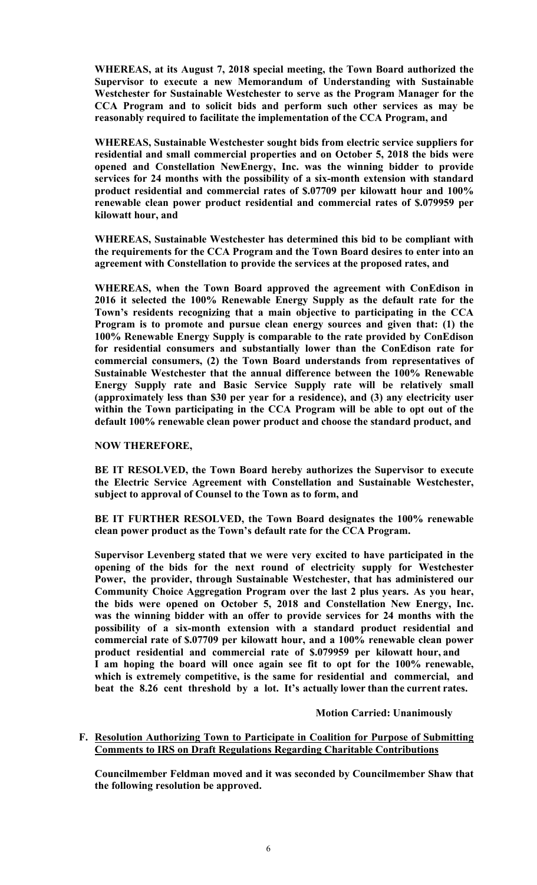**WHEREAS, at its August 7, 2018 special meeting, the Town Board authorized the Supervisor to execute a new Memorandum of Understanding with Sustainable Westchester for Sustainable Westchester to serve as the Program Manager for the CCA Program and to solicit bids and perform such other services as may be reasonably required to facilitate the implementation of the CCA Program, and**

**WHEREAS, Sustainable Westchester sought bids from electric service suppliers for residential and small commercial properties and on October 5, 2018 the bids were opened and Constellation NewEnergy, Inc. was the winning bidder to provide services for 24 months with the possibility of a six-month extension with standard product residential and commercial rates of $.07709 per kilowatt hour and 100% renewable clean power product residential and commercial rates of $.079959 per kilowatt hour, and**

**WHEREAS, Sustainable Westchester has determined this bid to be compliant with the requirements for the CCA Program and the Town Board desires to enter into an agreement with Constellation to provide the services at the proposed rates, and**

**WHEREAS, when the Town Board approved the agreement with ConEdison in 2016 it selected the 100% Renewable Energy Supply as the default rate for the Town's residents recognizing that a main objective to participating in the CCA Program is to promote and pursue clean energy sources and given that: (1) the 100% Renewable Energy Supply is comparable to the rate provided by ConEdison for residential consumers and substantially lower than the ConEdison rate for commercial consumers, (2) the Town Board understands from representatives of Sustainable Westchester that the annual difference between the 100% Renewable Energy Supply rate and Basic Service Supply rate will be relatively small (approximately less than $30 per year for a residence), and (3) any electricity user within the Town participating in the CCA Program will be able to opt out of the default 100% renewable clean power product and choose the standard product, and**

**NOW THEREFORE,**

**BE IT RESOLVED, the Town Board hereby authorizes the Supervisor to execute the Electric Service Agreement with Constellation and Sustainable Westchester, subject to approval of Counsel to the Town as to form, and**

**BE IT FURTHER RESOLVED, the Town Board designates the 100% renewable clean power product as the Town's default rate for the CCA Program.**

**Supervisor Levenberg stated that we were very excited to have participated in the opening of the bids for the next round of electricity supply for Westchester Power, the provider, through Sustainable Westchester, that has administered our Community Choice Aggregation Program over the last 2 plus years. As you hear, the bids were opened on October 5, 2018 and Constellation New Energy, Inc. was the winning bidder with an offer to provide services for 24 months with the possibility of a six-month extension with a standard product residential and commercial rate of $.07709 per kilowatt hour, and a 100% renewable clean power product residential and commercial rate of $.079959 per kilowatt hour, and I am hoping the board will once again see fit to opt for the 100% renewable, which is extremely competitive, is the same for residential and commercial, and beat the 8.26 cent threshold by a lot. It's actually lower than the current rates.**

**Motion Carried: Unanimously**

**F. <u>Resolution Authorizing Town to Participate in Coalition for Purpose of Submitting Comments to IRS on Draft Regulations Regarding Charitable Contributions</u>**

**Councilmember Feldman moved and it was seconded by Councilmember Shaw that the following resolution be approved.**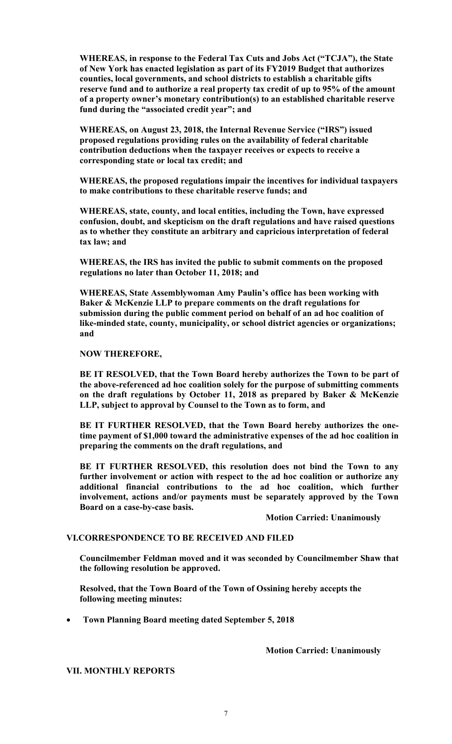**WHEREAS, in response to the Federal Tax Cuts and Jobs Act ("TCJA"), the State of New York has enacted legislation as part of its FY2019 Budget that authorizes counties, local governments, and school districts to establish a charitable gifts reserve fund and to authorize a real property tax credit of up to 95% of the amount of a property owner's monetary contribution(s) to an established charitable reserve fund during the "associated credit year"; and**

**WHEREAS, on August 23, 2018, the Internal Revenue Service ("IRS") issued proposed regulations providing rules on the availability of federal charitable contribution deductions when the taxpayer receives or expects to receive a corresponding state or local tax credit; and**

**WHEREAS, the proposed regulations impair the incentives for individual taxpayers to make contributions to these charitable reserve funds; and**

**WHEREAS, state, county, and local entities, including the Town, have expressed confusion, doubt, and skepticism on the draft regulations and have raised questions as to whether they constitute an arbitrary and capricious interpretation of federal tax law; and**

**WHEREAS, the IRS has invited the public to submit comments on the proposed regulations no later than October 11, 2018; and**

**WHEREAS, State Assemblywoman Amy Paulin's office has been working with Baker & McKenzie LLP to prepare comments on the draft regulations for submission during the public comment period on behalf of an ad hoc coalition of like-minded state, county, municipality, or school district agencies or organizations; and**

**NOW THEREFORE,**

**BE IT RESOLVED, that the Town Board hereby authorizes the Town to be part of the above-referenced ad hoc coalition solely for the purpose of submitting comments on the draft regulations by October 11, 2018 as prepared by Baker & McKenzie LLP, subject to approval by Counsel to the Town as to form, and**

**BE IT FURTHER RESOLVED, that the Town Board hereby authorizes the one-time payment of $1,000 toward the administrative expenses of the ad hoc coalition in preparing the comments on the draft regulations, and**

**BE IT FURTHER RESOLVED, this resolution does not bind the Town to any further involvement or action with respect to the ad hoc coalition or authorize any additional financial contributions to the ad hoc coalition, which further involvement, actions and/or payments must be separately approved by the Town Board on a case-by-case basis.**

**Motion Carried: Unanimously**

## VI. CORRESPONDENCE TO BE RECEIVED AND FILED

**Councilmember Feldman moved and it was seconded by Councilmember Shaw that the following resolution be approved.**

**Resolved, that the Town Board of the Town of Ossining hereby accepts the following meeting minutes:**

- **Town Planning Board meeting dated September 5, 2018**

**Motion Carried: Unanimously**

## VII. MONTHLY REPORTS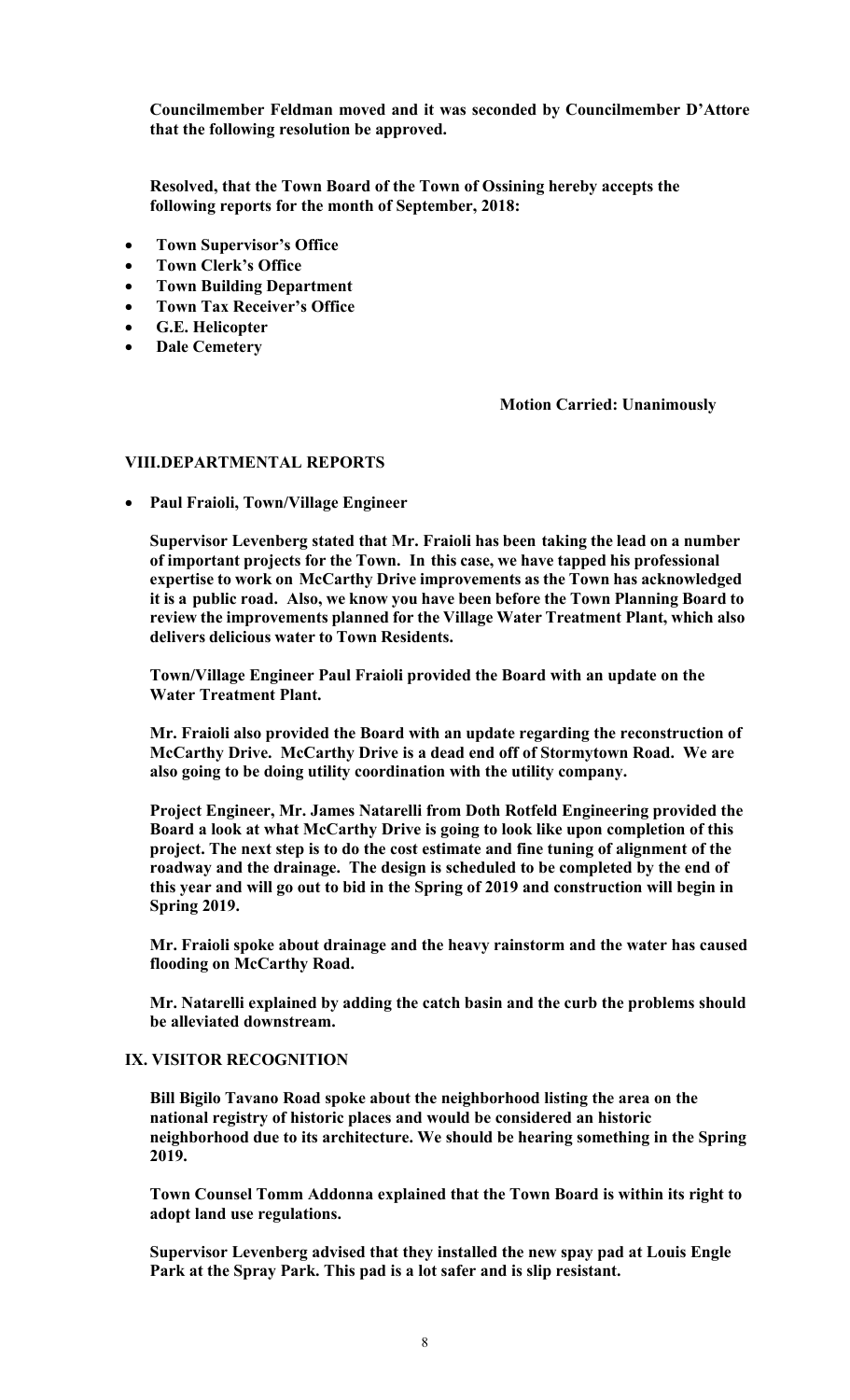**Councilmember Feldman moved and it was seconded by Councilmember D'Attore that the following resolution be approved.**

**Resolved, that the Town Board of the Town of Ossining hereby accepts the following reports for the month of September, 2018:**

- **Town Supervisor's Office**
- **Town Clerk's Office**
- **Town Building Department**
- **Town Tax Receiver's Office**
- **G.E. Helicopter**
- **Dale Cemetery**

**Motion Carried: Unanimously**

## VIII.DEPARTMENTAL REPORTS

- **Paul Fraioli, Town/Village Engineer**

**Supervisor Levenberg stated that Mr. Fraioli has been taking the lead on a number of important projects for the Town. In this case, we have tapped his professional expertise to work on McCarthy Drive improvements as the Town has acknowledged it is a public road. Also, we know you have been before the Town Planning Board to review the improvements planned for the Village Water Treatment Plant, which also delivers delicious water to Town Residents.**

**Town/Village Engineer Paul Fraioli provided the Board with an update on the Water Treatment Plant.**

**Mr. Fraioli also provided the Board with an update regarding the reconstruction of McCarthy Drive. McCarthy Drive is a dead end off of Stormytown Road. We are also going to be doing utility coordination with the utility company.**

**Project Engineer, Mr. James Natarelli from Doth Rotfeld Engineering provided the Board a look at what McCarthy Drive is going to look like upon completion of this project. The next step is to do the cost estimate and fine tuning of alignment of the roadway and the drainage. The design is scheduled to be completed by the end of this year and will go out to bid in the Spring of 2019 and construction will begin in Spring 2019.**

**Mr. Fraioli spoke about drainage and the heavy rainstorm and the water has caused flooding on McCarthy Road.**

**Mr. Natarelli explained by adding the catch basin and the curb the problems should be alleviated downstream.**

## IX. VISITOR RECOGNITION

**Bill Bigilo Tavano Road spoke about the neighborhood listing the area on the national registry of historic places and would be considered an historic neighborhood due to its architecture. We should be hearing something in the Spring 2019.**

**Town Counsel Tomm Addonna explained that the Town Board is within its right to adopt land use regulations.**

**Supervisor Levenberg advised that they installed the new spay pad at Louis Engle Park at the Spray Park. This pad is a lot safer and is slip resistant.**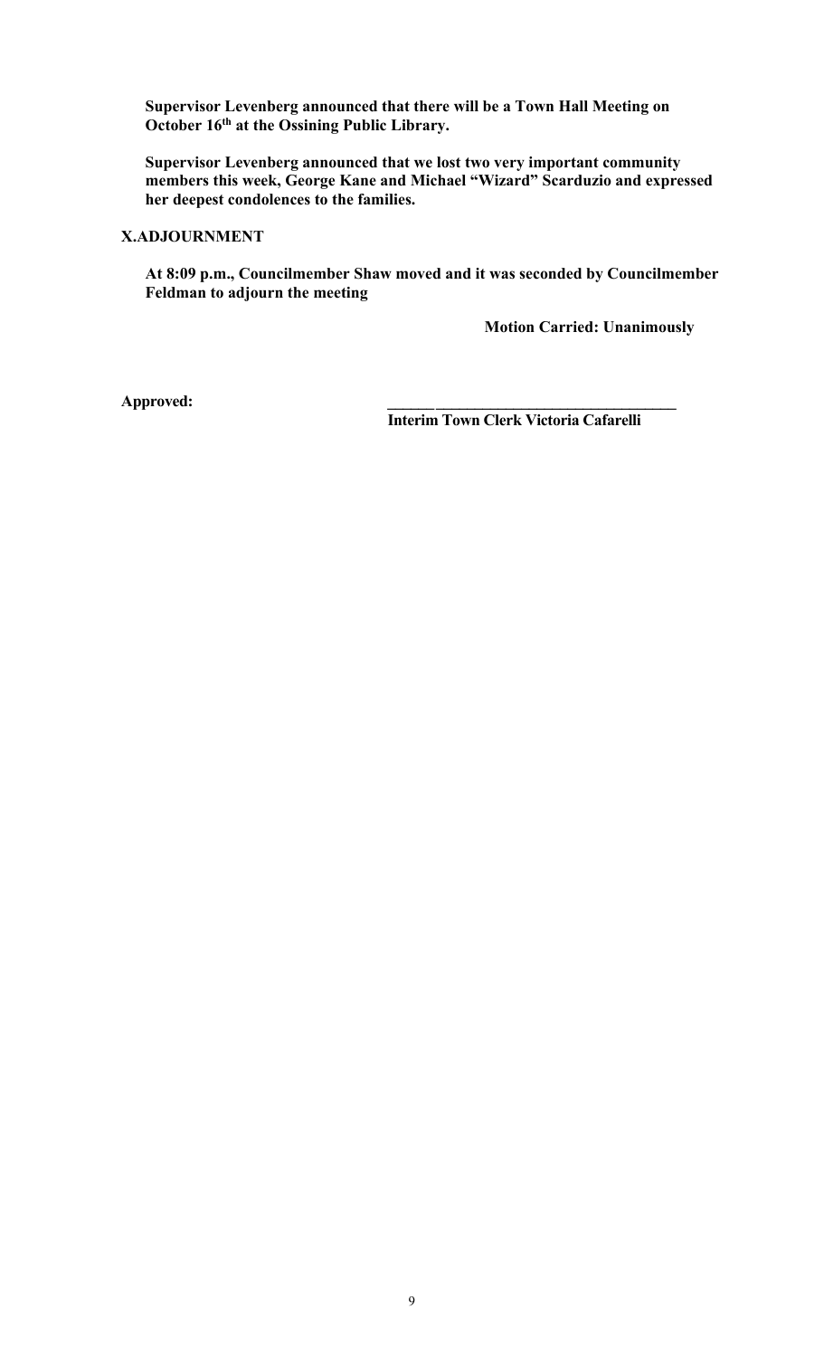**Supervisor Levenberg announced that there will be a Town Hall Meeting on October 16th at the Ossining Public Library.**

**Supervisor Levenberg announced that we lost two very important community members this week, George Kane and Michael "Wizard" Scarduzio and expressed her deepest condolences to the families.**

## X.ADJOURNMENT

**At 8:09 p.m., Councilmember Shaw moved and it was seconded by Councilmember Feldman to adjourn the meeting**

**Motion Carried: Unanimously**

**Approved:** \_\_\_\_\_\_\_\_\_\_\_\_\_\_\_\_\_\_\_\_\_\_\_\_\_\_\_\_\_\_\_\_\_\_\_\_\_\_

**Interim Town Clerk Victoria Cafarelli**